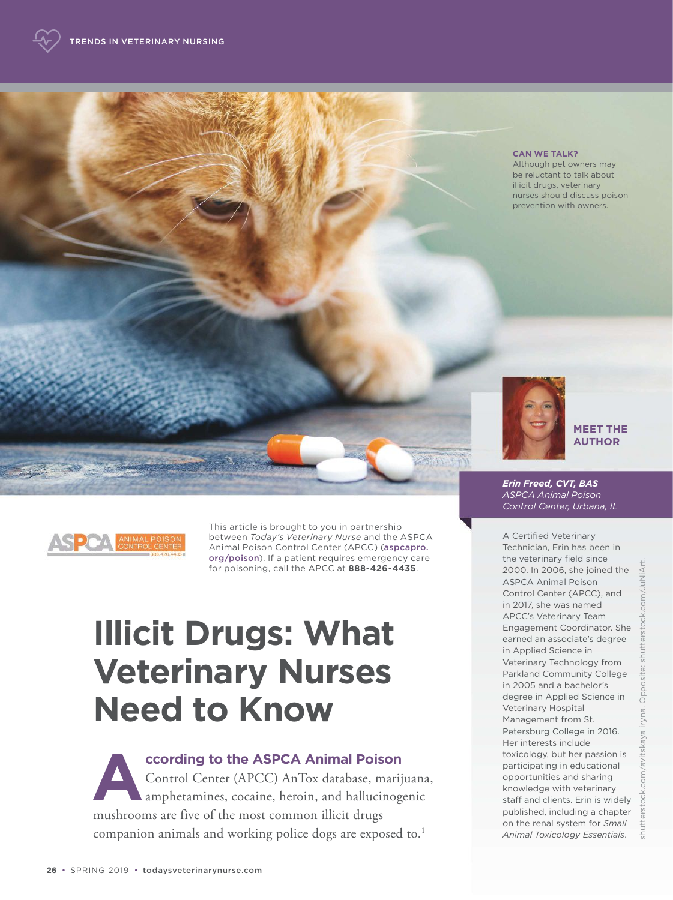**CAN WE TALK?**
Although pet owners may be reluctant to talk about illicit drugs, veterinary nurses should discuss poison prevention with owners.

This article is brought to you in partnership between *Today's Veterinary Nurse* and the ASPCA Animal Poison Control Center (APCC) (aspcapro.org/poison). If a patient requires emergency care for poisoning, call the APCC at **888-426-4435**.

# Illicit Drugs: What Veterinary Nurses Need to Know

**According to the ASPCA Animal Poison** Control Center (APCC) AnTox database, marijuana, amphetamines, cocaine, heroin, and hallucinogenic mushrooms are five of the most common illicit drugs companion animals and working police dogs are exposed to.[1]

## MEET THE AUTHOR

***Erin Freed, CVT, BAS***
*ASPCA Animal Poison Control Center, Urbana, IL*

A Certified Veterinary Technician, Erin has been in the veterinary field since 2000. In 2006, she joined the ASPCA Animal Poison Control Center (APCC), and in 2017, she was named APCC's Veterinary Team Engagement Coordinator. She earned an associate's degree in Applied Science in Veterinary Technology from Parkland Community College in 2005 and a bachelor's degree in Applied Science in Veterinary Hospital Management from St. Petersburg College in 2016. Her interests include toxicology, but her passion is participating in educational opportunities and sharing knowledge with veterinary staff and clients. Erin is widely published, including a chapter on the renal system for *Small Animal Toxicology Essentials*.

shutterstock.com/avitskaya iryna. Opposite: shutterstock.com/JuNiArt.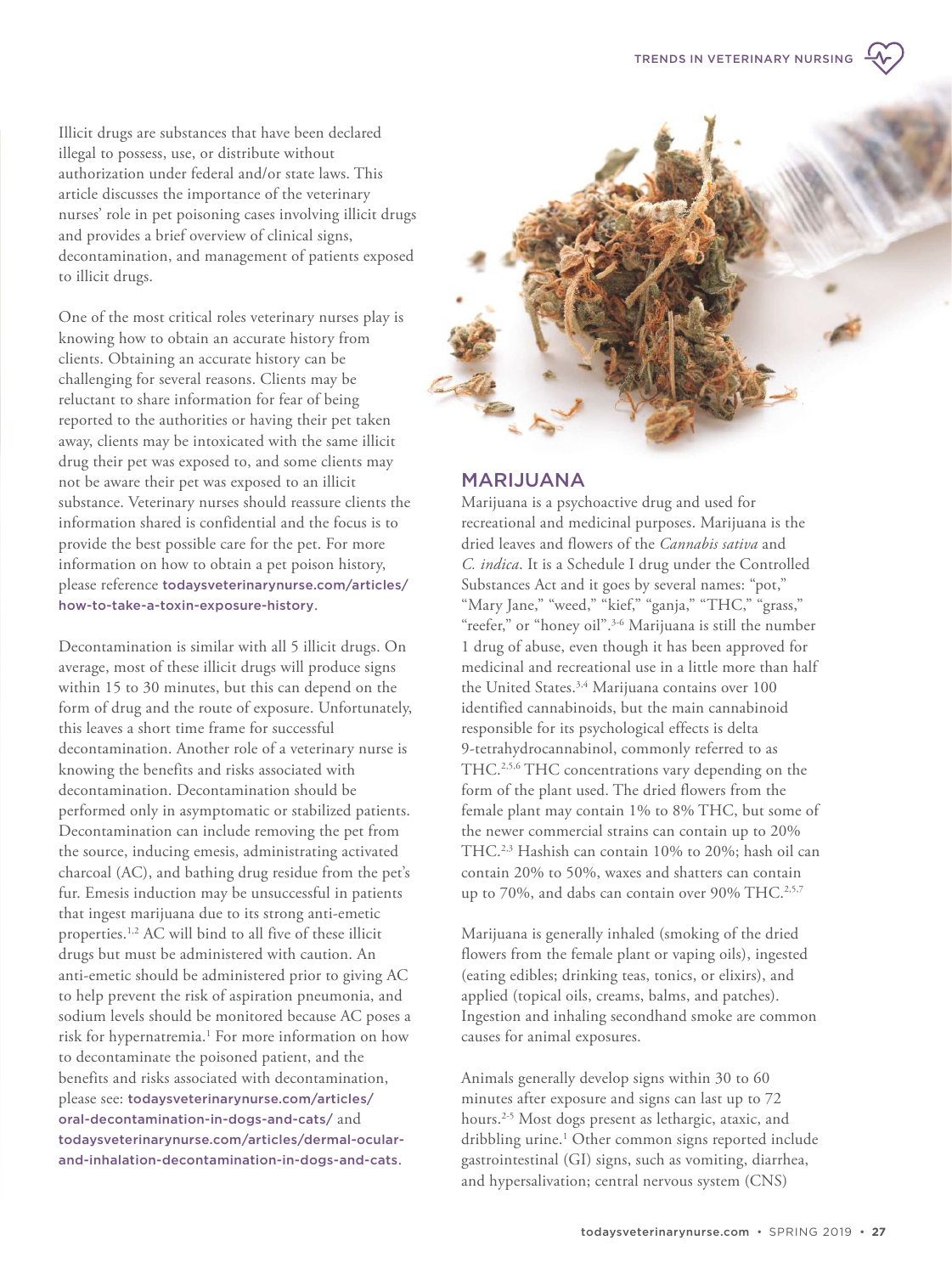Illicit drugs are substances that have been declared illegal to possess, use, or distribute without authorization under federal and/or state laws. This article discusses the importance of the veterinary nurses' role in pet poisoning cases involving illicit drugs and provides a brief overview of clinical signs, decontamination, and management of patients exposed to illicit drugs.

One of the most critical roles veterinary nurses play is knowing how to obtain an accurate history from clients. Obtaining an accurate history can be challenging for several reasons. Clients may be reluctant to share information for fear of being reported to the authorities or having their pet taken away, clients may be intoxicated with the same illicit drug their pet was exposed to, and some clients may not be aware their pet was exposed to an illicit substance. Veterinary nurses should reassure clients the information shared is confidential and the focus is to provide the best possible care for the pet. For more information on how to obtain a pet poison history, please reference todaysveterinarynurse.com/articles/how-to-take-a-toxin-exposure-history.

Decontamination is similar with all 5 illicit drugs. On average, most of these illicit drugs will produce signs within 15 to 30 minutes, but this can depend on the form of drug and the route of exposure. Unfortunately, this leaves a short time frame for successful decontamination. Another role of a veterinary nurse is knowing the benefits and risks associated with decontamination. Decontamination should be performed only in asymptomatic or stabilized patients. Decontamination can include removing the pet from the source, inducing emesis, administrating activated charcoal (AC), and bathing drug residue from the pet's fur. Emesis induction may be unsuccessful in patients that ingest marijuana due to its strong anti-emetic properties.[1,2] AC will bind to all five of these illicit drugs but must be administered with caution. An anti-emetic should be administered prior to giving AC to help prevent the risk of aspiration pneumonia, and sodium levels should be monitored because AC poses a risk for hypernatremia.[1] For more information on how to decontaminate the poisoned patient, and the benefits and risks associated with decontamination, please see: todaysveterinarynurse.com/articles/oral-decontamination-in-dogs-and-cats/ and todaysveterinarynurse.com/articles/dermal-ocular-and-inhalation-decontamination-in-dogs-and-cats.

## MARIJUANA

Marijuana is a psychoactive drug and used for recreational and medicinal purposes. Marijuana is the dried leaves and flowers of the *Cannabis sativa* and *C. indica*. It is a Schedule I drug under the Controlled Substances Act and it goes by several names: "pot," "Mary Jane," "weed," "kief," "ganja," "THC," "grass," "reefer," or "honey oil".[3-6] Marijuana is still the number 1 drug of abuse, even though it has been approved for medicinal and recreational use in a little more than half the United States.[3,4] Marijuana contains over 100 identified cannabinoids, but the main cannabinoid responsible for its psychological effects is delta 9-tetrahydrocannabinol, commonly referred to as THC.[2,5,6] THC concentrations vary depending on the form of the plant used. The dried flowers from the female plant may contain 1% to 8% THC, but some of the newer commercial strains can contain up to 20% THC.[2,3] Hashish can contain 10% to 20%; hash oil can contain 20% to 50%, waxes and shatters can contain up to 70%, and dabs can contain over 90% THC.[2,5,7]

Marijuana is generally inhaled (smoking of the dried flowers from the female plant or vaping oils), ingested (eating edibles; drinking teas, tonics, or elixirs), and applied (topical oils, creams, balms, and patches). Ingestion and inhaling secondhand smoke are common causes for animal exposures.

Animals generally develop signs within 30 to 60 minutes after exposure and signs can last up to 72 hours.[2-5] Most dogs present as lethargic, ataxic, and dribbling urine.[1] Other common signs reported include gastrointestinal (GI) signs, such as vomiting, diarrhea, and hypersalivation; central nervous system (CNS)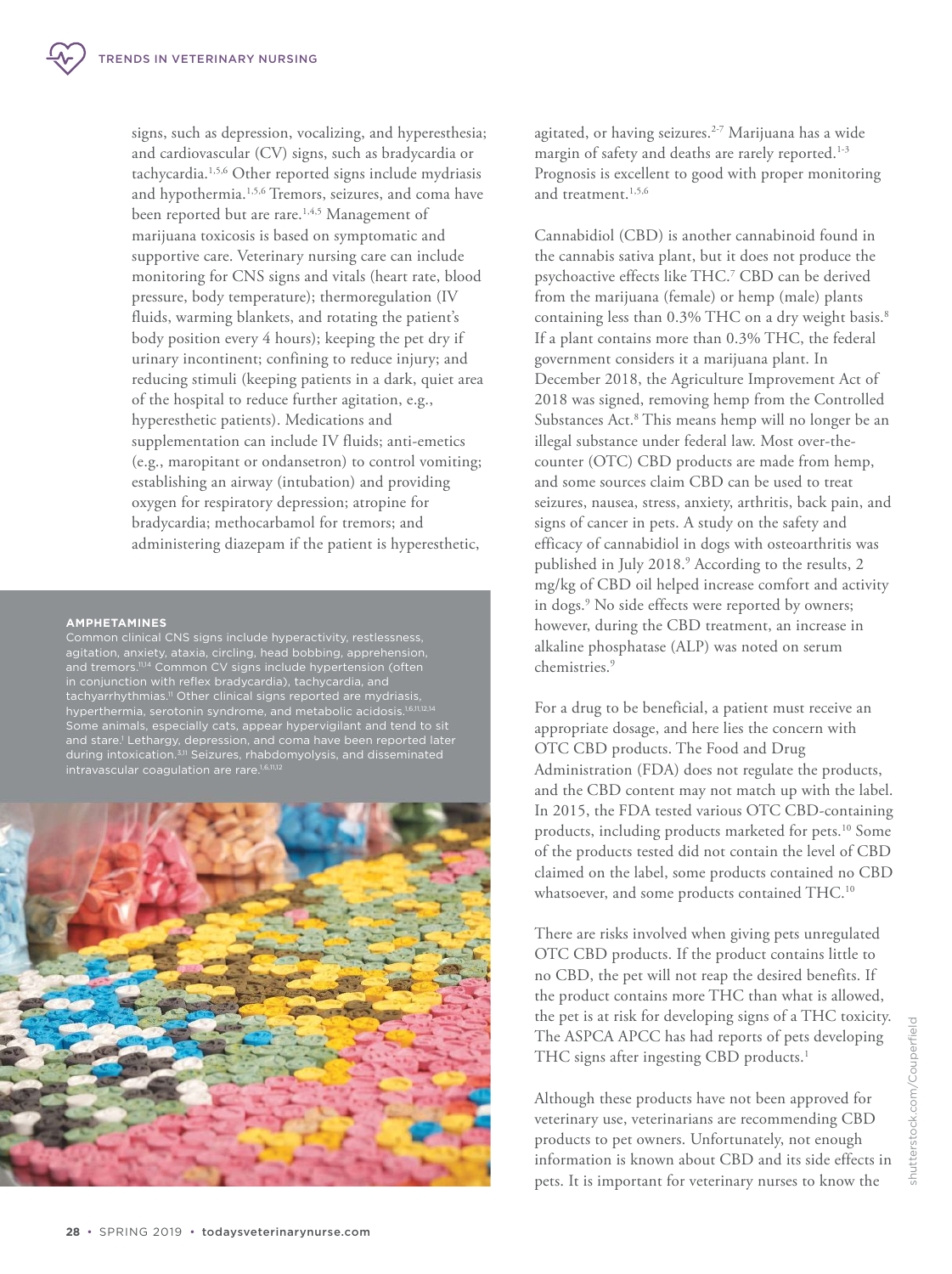signs, such as depression, vocalizing, and hyperesthesia; and cardiovascular (CV) signs, such as bradycardia or tachycardia.[1,5,6] Other reported signs include mydriasis and hypothermia.[1,5,6] Tremors, seizures, and coma have been reported but are rare.[1,4,5] Management of marijuana toxicosis is based on symptomatic and supportive care. Veterinary nursing care can include monitoring for CNS signs and vitals (heart rate, blood pressure, body temperature); thermoregulation (IV fluids, warming blankets, and rotating the patient's body position every 4 hours); keeping the pet dry if urinary incontinent; confining to reduce injury; and reducing stimuli (keeping patients in a dark, quiet area of the hospital to reduce further agitation, e.g., hyperesthetic patients). Medications and supplementation can include IV fluids; anti-emetics (e.g., maropitant or ondansetron) to control vomiting; establishing an airway (intubation) and providing oxygen for respiratory depression; atropine for bradycardia; methocarbamol for tremors; and administering diazepam if the patient is hyperesthetic, agitated, or having seizures.[2-7] Marijuana has a wide margin of safety and deaths are rarely reported.[1-3] Prognosis is excellent to good with proper monitoring and treatment.[1,5,6]

**AMPHETAMINES**

Common clinical CNS signs include hyperactivity, restlessness, agitation, anxiety, ataxia, circling, head bobbing, apprehension, and tremors.[11,14] Common CV signs include hypertension (often in conjunction with reflex bradycardia), tachycardia, and tachyarrhythmias.[11] Other clinical signs reported are mydriasis, hyperthermia, serotonin syndrome, and metabolic acidosis.[1,6,11,12,14] Some animals, especially cats, appear hypervigilant and tend to sit and stare.[1] Lethargy, depression, and coma have been reported later during intoxication.[3,11] Seizures, rhabdomyolysis, and disseminated intravascular coagulation are rare.[1,6,11,12]

Cannabidiol (CBD) is another cannabinoid found in the cannabis sativa plant, but it does not produce the psychoactive effects like THC.[7] CBD can be derived from the marijuana (female) or hemp (male) plants containing less than 0.3% THC on a dry weight basis.[8] If a plant contains more than 0.3% THC, the federal government considers it a marijuana plant. In December 2018, the Agriculture Improvement Act of 2018 was signed, removing hemp from the Controlled Substances Act.[8] This means hemp will no longer be an illegal substance under federal law. Most over-the-counter (OTC) CBD products are made from hemp, and some sources claim CBD can be used to treat seizures, nausea, stress, anxiety, arthritis, back pain, and signs of cancer in pets. A study on the safety and efficacy of cannabidiol in dogs with osteoarthritis was published in July 2018.[9] According to the results, 2 mg/kg of CBD oil helped increase comfort and activity in dogs.[9] No side effects were reported by owners; however, during the CBD treatment, an increase in alkaline phosphatase (ALP) was noted on serum chemistries.[9]

For a drug to be beneficial, a patient must receive an appropriate dosage, and here lies the concern with OTC CBD products. The Food and Drug Administration (FDA) does not regulate the products, and the CBD content may not match up with the label. In 2015, the FDA tested various OTC CBD-containing products, including products marketed for pets.[10] Some of the products tested did not contain the level of CBD claimed on the label, some products contained no CBD whatsoever, and some products contained THC.[10]

There are risks involved when giving pets unregulated OTC CBD products. If the product contains little to no CBD, the pet will not reap the desired benefits. If the product contains more THC than what is allowed, the pet is at risk for developing signs of a THC toxicity. The ASPCA APCC has had reports of pets developing THC signs after ingesting CBD products.[1]

Although these products have not been approved for veterinary use, veterinarians are recommending CBD products to pet owners. Unfortunately, not enough information is known about CBD and its side effects in pets. It is important for veterinary nurses to know the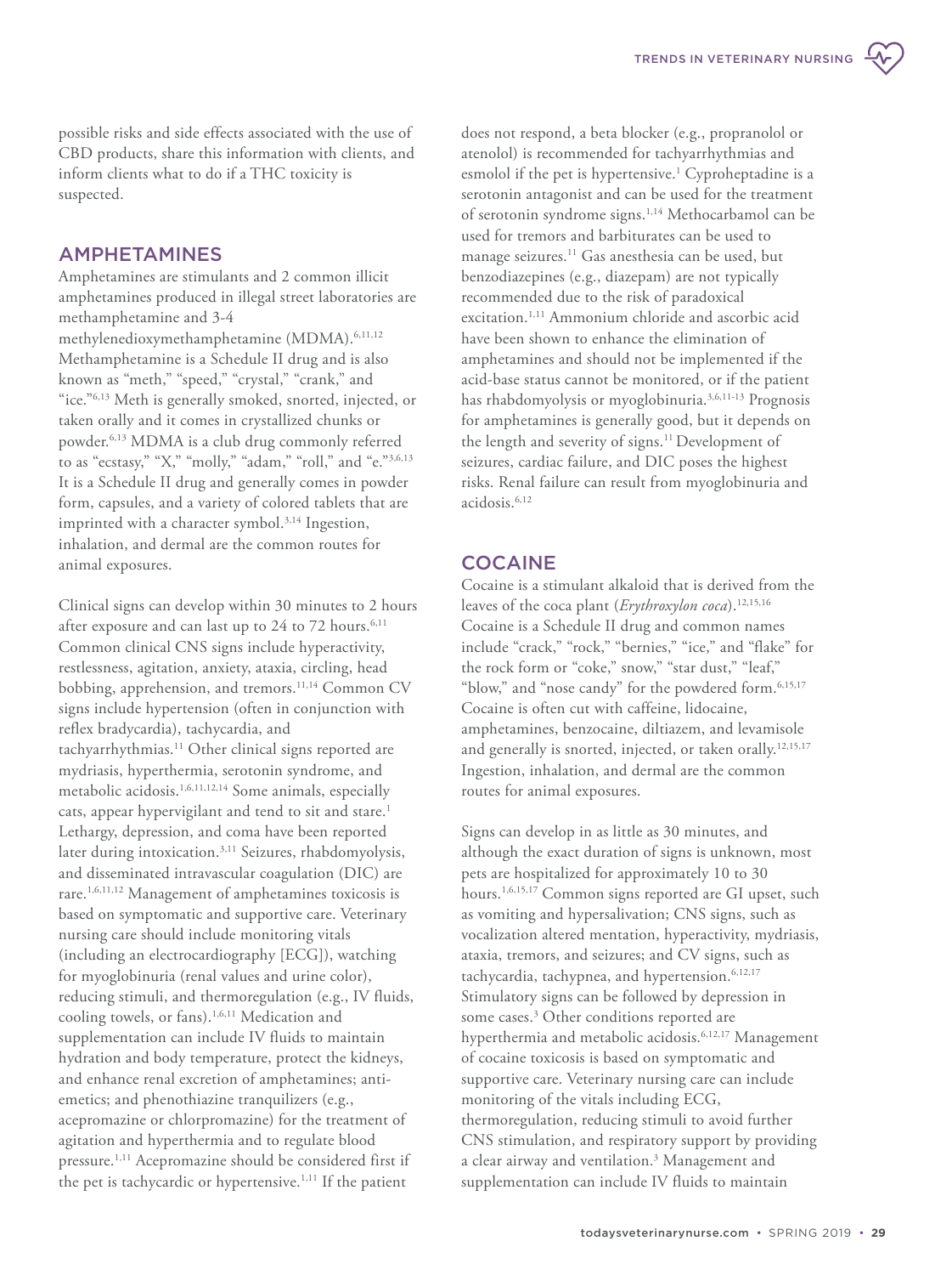possible risks and side effects associated with the use of CBD products, share this information with clients, and inform clients what to do if a THC toxicity is suspected.

## AMPHETAMINES

Amphetamines are stimulants and 2 common illicit amphetamines produced in illegal street laboratories are methamphetamine and 3-4 methylenedioxymethamphetamine (MDMA).[6,11,12] Methamphetamine is a Schedule II drug and is also known as "meth," "speed," "crystal," "crank," and "ice."[6,13] Meth is generally smoked, snorted, injected, or taken orally and it comes in crystallized chunks or powder.[6,13] MDMA is a club drug commonly referred to as "ecstasy," "X," "molly," "adam," "roll," and "e."[3,6,13] It is a Schedule II drug and generally comes in powder form, capsules, and a variety of colored tablets that are imprinted with a character symbol.[3,14] Ingestion, inhalation, and dermal are the common routes for animal exposures.

Clinical signs can develop within 30 minutes to 2 hours after exposure and can last up to 24 to 72 hours.[6,11] Common clinical CNS signs include hyperactivity, restlessness, agitation, anxiety, ataxia, circling, head bobbing, apprehension, and tremors.[11,14] Common CV signs include hypertension (often in conjunction with reflex bradycardia), tachycardia, and tachyarrhythmias.[11] Other clinical signs reported are mydriasis, hyperthermia, serotonin syndrome, and metabolic acidosis.[1,6,11,12,14] Some animals, especially cats, appear hypervigilant and tend to sit and stare.[1] Lethargy, depression, and coma have been reported later during intoxication.[3,11] Seizures, rhabdomyolysis, and disseminated intravascular coagulation (DIC) are rare.[1,6,11,12] Management of amphetamines toxicosis is based on symptomatic and supportive care. Veterinary nursing care should include monitoring vitals (including an electrocardiography [ECG]), watching for myoglobinuria (renal values and urine color), reducing stimuli, and thermoregulation (e.g., IV fluids, cooling towels, or fans).[1,6,11] Medication and supplementation can include IV fluids to maintain hydration and body temperature, protect the kidneys, and enhance renal excretion of amphetamines; anti-emetics; and phenothiazine tranquilizers (e.g., acepromazine or chlorpromazine) for the treatment of agitation and hyperthermia and to regulate blood pressure.[1,11] Acepromazine should be considered first if the pet is tachycardic or hypertensive.[1,11] If the patient does not respond, a beta blocker (e.g., propranolol or atenolol) is recommended for tachyarrhythmias and esmolol if the pet is hypertensive.[1] Cyproheptadine is a serotonin antagonist and can be used for the treatment of serotonin syndrome signs.[1,14] Methocarbamol can be used for tremors and barbiturates can be used to manage seizures.[11] Gas anesthesia can be used, but benzodiazepines (e.g., diazepam) are not typically recommended due to the risk of paradoxical excitation.[1,11] Ammonium chloride and ascorbic acid have been shown to enhance the elimination of amphetamines and should not be implemented if the acid-base status cannot be monitored, or if the patient has rhabdomyolysis or myoglobinuria.[3,6,11-13] Prognosis for amphetamines is generally good, but it depends on the length and severity of signs.[11] Development of seizures, cardiac failure, and DIC poses the highest risks. Renal failure can result from myoglobinuria and acidosis.[6,12]

## COCAINE

Cocaine is a stimulant alkaloid that is derived from the leaves of the coca plant (*Erythroxylon coca*).[12,15,16] Cocaine is a Schedule II drug and common names include "crack," "rock," "bernies," "ice," and "flake" for the rock form or "coke," snow," "star dust," "leaf," "blow," and "nose candy" for the powdered form.[6,15,17] Cocaine is often cut with caffeine, lidocaine, amphetamines, benzocaine, diltiazem, and levamisole and generally is snorted, injected, or taken orally.[12,15,17] Ingestion, inhalation, and dermal are the common routes for animal exposures.

Signs can develop in as little as 30 minutes, and although the exact duration of signs is unknown, most pets are hospitalized for approximately 10 to 30 hours.[1,6,15,17] Common signs reported are GI upset, such as vomiting and hypersalivation; CNS signs, such as vocalization altered mentation, hyperactivity, mydriasis, ataxia, tremors, and seizures; and CV signs, such as tachycardia, tachypnea, and hypertension.[6,12,17] Stimulatory signs can be followed by depression in some cases.[3] Other conditions reported are hyperthermia and metabolic acidosis.[6,12,17] Management of cocaine toxicosis is based on symptomatic and supportive care. Veterinary nursing care can include monitoring of the vitals including ECG, thermoregulation, reducing stimuli to avoid further CNS stimulation, and respiratory support by providing a clear airway and ventilation.[3] Management and supplementation can include IV fluids to maintain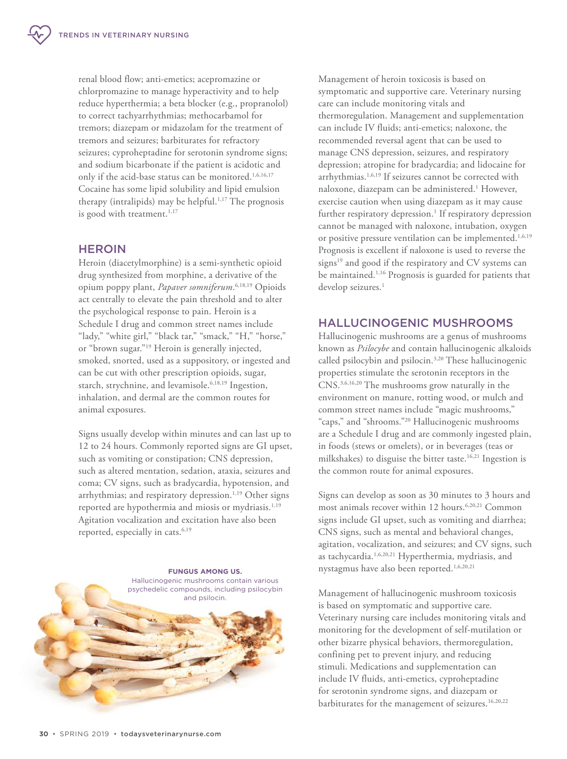renal blood flow; anti-emetics; acepromazine or chlorpromazine to manage hyperactivity and to help reduce hyperthermia; a beta blocker (e.g., propranolol) to correct tachyarrhythmias; methocarbamol for tremors; diazepam or midazolam for the treatment of tremors and seizures; barbiturates for refractory seizures; cyproheptadine for serotonin syndrome signs; and sodium bicarbonate if the patient is acidotic and only if the acid-base status can be monitored.[1,6,16,17] Cocaine has some lipid solubility and lipid emulsion therapy (intralipids) may be helpful.[1,17] The prognosis is good with treatment.[1,17]

## HEROIN

Heroin (diacetylmorphine) is a semi-synthetic opioid drug synthesized from morphine, a derivative of the opium poppy plant, *Papaver somniferum*.[6,18,19] Opioids act centrally to elevate the pain threshold and to alter the psychological response to pain. Heroin is a Schedule I drug and common street names include "lady," "white girl," "black tar," "smack," "H," "horse," or "brown sugar."[19] Heroin is generally injected, smoked, snorted, used as a suppository, or ingested and can be cut with other prescription opioids, sugar, starch, strychnine, and levamisole.[6,18,19] Ingestion, inhalation, and dermal are the common routes for animal exposures.

Signs usually develop within minutes and can last up to 12 to 24 hours. Commonly reported signs are GI upset, such as vomiting or constipation; CNS depression, such as altered mentation, sedation, ataxia, seizures and coma; CV signs, such as bradycardia, hypotension, and arrhythmias; and respiratory depression.[1,19] Other signs reported are hypothermia and miosis or mydriasis.[1,19] Agitation vocalization and excitation have also been reported, especially in cats.[6,19]

**FUNGUS AMONG US.**
Hallucinogenic mushrooms contain various psychedelic compounds, including psilocybin and psilocin.

Management of heroin toxicosis is based on symptomatic and supportive care. Veterinary nursing care can include monitoring vitals and thermoregulation. Management and supplementation can include IV fluids; anti-emetics; naloxone, the recommended reversal agent that can be used to manage CNS depression, seizures, and respiratory depression; atropine for bradycardia; and lidocaine for arrhythmias.[1,6,19] If seizures cannot be corrected with naloxone, diazepam can be administered.[1] However, exercise caution when using diazepam as it may cause further respiratory depression.[1] If respiratory depression cannot be managed with naloxone, intubation, oxygen or positive pressure ventilation can be implemented.[1,6,19] Prognosis is excellent if naloxone is used to reverse the signs[19] and good if the respiratory and CV systems can be maintained.[1,16] Prognosis is guarded for patients that develop seizures.[1]

## HALLUCINOGENIC MUSHROOMS

Hallucinogenic mushrooms are a genus of mushrooms known as *Psilocybe* and contain hallucinogenic alkaloids called psilocybin and psilocin.[3,20] These hallucinogenic properties stimulate the serotonin receptors in the CNS.[3,6,16,20] The mushrooms grow naturally in the environment on manure, rotting wood, or mulch and common street names include "magic mushrooms," "caps," and "shrooms."[20] Hallucinogenic mushrooms are a Schedule I drug and are commonly ingested plain, in foods (stews or omelets), or in beverages (teas or milkshakes) to disguise the bitter taste.[16,21] Ingestion is the common route for animal exposures.

Signs can develop as soon as 30 minutes to 3 hours and most animals recover within 12 hours.[6,20,21] Common signs include GI upset, such as vomiting and diarrhea; CNS signs, such as mental and behavioral changes, agitation, vocalization, and seizures; and CV signs, such as tachycardia.[1,6,20,21] Hyperthermia, mydriasis, and nystagmus have also been reported.[1,6,20,21]

Management of hallucinogenic mushroom toxicosis is based on symptomatic and supportive care. Veterinary nursing care includes monitoring vitals and monitoring for the development of self-mutilation or other bizarre physical behaviors, thermoregulation, confining pet to prevent injury, and reducing stimuli. Medications and supplementation can include IV fluids, anti-emetics, cyproheptadine for serotonin syndrome signs, and diazepam or barbiturates for the management of seizures.[16,20,22]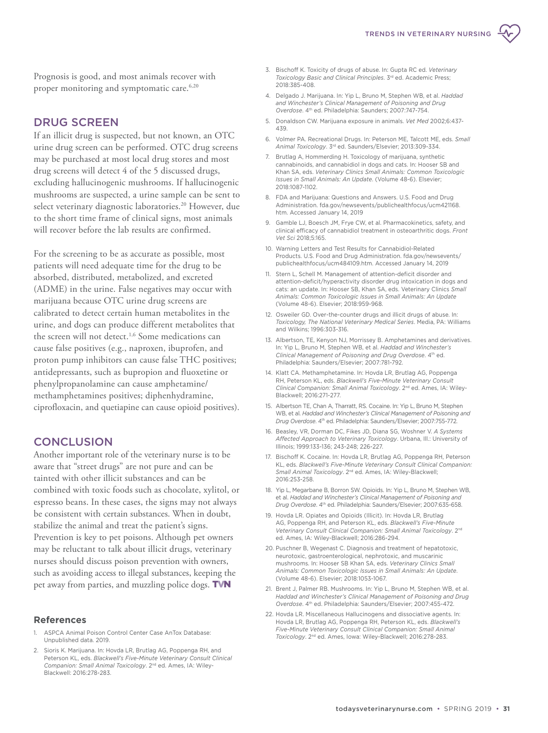Prognosis is good, and most animals recover with proper monitoring and symptomatic care.[6,20]

## DRUG SCREEN

If an illicit drug is suspected, but not known, an OTC urine drug screen can be performed. OTC drug screens may be purchased at most local drug stores and most drug screens will detect 4 of the 5 discussed drugs, excluding hallucinogenic mushrooms. If hallucinogenic mushrooms are suspected, a urine sample can be sent to select veterinary diagnostic laboratories.[20] However, due to the short time frame of clinical signs, most animals will recover before the lab results are confirmed.

For the screening to be as accurate as possible, most patients will need adequate time for the drug to be absorbed, distributed, metabolized, and excreted (ADME) in the urine. False negatives may occur with marijuana because OTC urine drug screens are calibrated to detect certain human metabolites in the urine, and dogs can produce different metabolites that the screen will not detect.[1,6] Some medications can cause false positives (e.g., naproxen, ibuprofen, and proton pump inhibitors can cause false THC positives; antidepressants, such as bupropion and fluoxetine or phenylpropanolamine can cause amphetamine/methamphetamines positives; diphenhydramine, ciprofloxacin, and quetiapine can cause opioid positives).

## CONCLUSION

Another important role of the veterinary nurse is to be aware that "street drugs" are not pure and can be tainted with other illicit substances and can be combined with toxic foods such as chocolate, xylitol, or espresso beans. In these cases, the signs may not always be consistent with certain substances. When in doubt, stabilize the animal and treat the patient's signs. Prevention is key to pet poisons. Although pet owners may be reluctant to talk about illicit drugs, veterinary nurses should discuss poison prevention with owners, such as avoiding access to illegal substances, keeping the pet away from parties, and muzzling police dogs. **TVN**

### References

1. ASPCA Animal Poison Control Center Case AnTox Database: Unpublished data. 2019.
2. Sioris K. Marijuana. In: Hovda LR, Brutlag AG, Poppenga RH, and Peterson KL, eds. *Blackwell's Five-Minute Veterinary Consult Clinical Companion: Small Animal Toxicology*. 2nd ed. Ames, IA: Wiley-Blackwell: 2016:278-283.
3. Bischoff K. Toxicity of drugs of abuse. In: Gupta RC ed. *Veterinary Toxicology Basic and Clinical Principles*. 3rd ed. Academic Press; 2018:385-408.
4. Delgado J. Marijuana. In: Yip L, Bruno M, Stephen WB, et al. *Haddad and Winchester's Clinical Management of Poisoning and Drug Overdose*. 4th ed. Philadelphia: Saunders; 2007:747-754.
5. Donaldson CW. Marijuana exposure in animals. *Vet Med* 2002;6:437-439.
6. Volmer PA. Recreational Drugs. In: Peterson ME, Talcott ME, eds. *Small Animal Toxicology*. 3rd ed. Saunders/Elsevier; 2013:309-334.
7. Brutlag A, Hommerding H. Toxicology of marijuana, synthetic cannabinoids, and cannabidiol in dogs and cats. In: Hooser SB and Khan SA, eds. *Veterinary Clinics Small Animals: Common Toxicologic Issues in Small Animals: An Update*. (Volume 48-6). Elsevier; 2018:1087-1102.
8. FDA and Marijuana: Questions and Answers. U.S. Food and Drug Administration. fda.gov/newsevents/publichealthfocus/ucm421168.htm. Accessed January 14, 2019
9. Gamble LJ, Boesch JM, Frye CW, et al. Pharmacokinetics, safety, and clinical efficacy of cannabidiol treatment in osteoarthritic dogs. *Front Vet Sci* 2018;5:165.
10. Warning Letters and Test Results for Cannabidiol-Related Products. U.S. Food and Drug Administration. fda.gov/newsevents/publichealthfocus/ucm484109.htm. Accessed January 14, 2019
11. Stern L, Schell M. Management of attention-deficit disorder and attention-deficit/hyperactivity disorder drug intoxication in dogs and cats: an update. In: Hooser SB, Khan SA, eds. Veterinary Clinics *Small Animals: Common Toxicologic Issues in Small Animals: An Update* (Volume 48-6). Elsevier; 2018:959-968.
12. Osweiler GD. Over-the-counter drugs and illicit drugs of abuse. In: *Toxicology, The National Veterinary Medical Series*. Media, PA: Williams and Wilkins; 1996:303-316.
13. Albertson, TE, Kenyon NJ, Morrissey B. Amphetamines and derivatives. In: Yip L, Bruno M, Stephen WB, et al. *Haddad and Winchester's Clinical Management of Poisoning and Drug Overdose*. 4th ed. Philadelphia: Saunders/Elsevier; 2007:781-792.
14. Klatt CA. Methamphetamine. In: Hovda LR, Brutlag AG, Poppenga RH, Peterson KL, eds. *Blackwell's Five-Minute Veterinary Consult Clinical Companion: Small Animal Toxicology*. 2nd ed. Ames, IA: Wiley-Blackwell; 2016:271-277.
15. Albertson TE, Chan A, Tharratt, RS. Cocaine. In: Yip L, Bruno M, Stephen WB, et al. *Haddad and Winchester's Clinical Management of Poisoning and Drug Overdose.* 4th ed. Philadelphia: Saunders/Elsevier; 2007:755-772.
16. Beasley, VR, Dorman DC, Fikes JD, Diana SG, Woshner V. *A Systems Affected Approach to Veterinary Toxicology*. Urbana, Ill.: University of Illinois; 1999:133-136; 243-248; 226-227.
17. Bischoff K. Cocaine. In: Hovda LR, Brutlag AG, Poppenga RH, Peterson KL, eds. *Blackwell's Five-Minute Veterinary Consult Clinical Companion: Small Animal Toxicology*. 2nd ed. Ames, IA: Wiley-Blackwell; 2016:253-258.
18. Yip L, Megarbane B, Borron SW. Opioids. In: Yip L, Bruno M, Stephen WB, et al. *Haddad and Winchester's Clinical Management of Poisoning and Drug Overdose*. 4th ed. Philadelphia: Saunders/Elsevier; 2007:635-658.
19. Hovda LR. Opiates and Opioids (Illicit). In: Hovda LR, Brutlag AG, Poppenga RH, and Peterson KL, eds. *Blackwell's Five-Minute Veterinary Consult Clinical Companion: Small Animal Toxicology*. 2nd ed. Ames, IA: Wiley-Blackwell; 2016:286-294.
20. Puschner B, Wegenast C. Diagnosis and treatment of hepatotoxic, neurotoxic, gastroenterological, nephrotoxic, and muscarinic mushrooms. In: Hooser SB Khan SA, eds. *Veterinary Clinics Small Animals: Common Toxicologic Issues in Small Animals: An Update*. (Volume 48-6). Elsevier; 2018:1053-1067.
21. Brent J, Palmer RB. Mushrooms. In: Yip L, Bruno M, Stephen WB, et al. *Haddad and Winchester's Clinical Management of Poisoning and Drug Overdose*. 4th ed. Philadelphia: Saunders/Elsevier; 2007:455-472.
22. Hovda LR. Miscellaneous Hallucinogens and dissociative agents. In: Hovda LR, Brutlag AG, Poppenga RH, Peterson KL, eds. *Blackwell's Five-Minute Veterinary Consult Clinical Companion: Small Animal Toxicology*. 2nd ed. Ames, Iowa: Wiley-Blackwell; 2016:278-283.